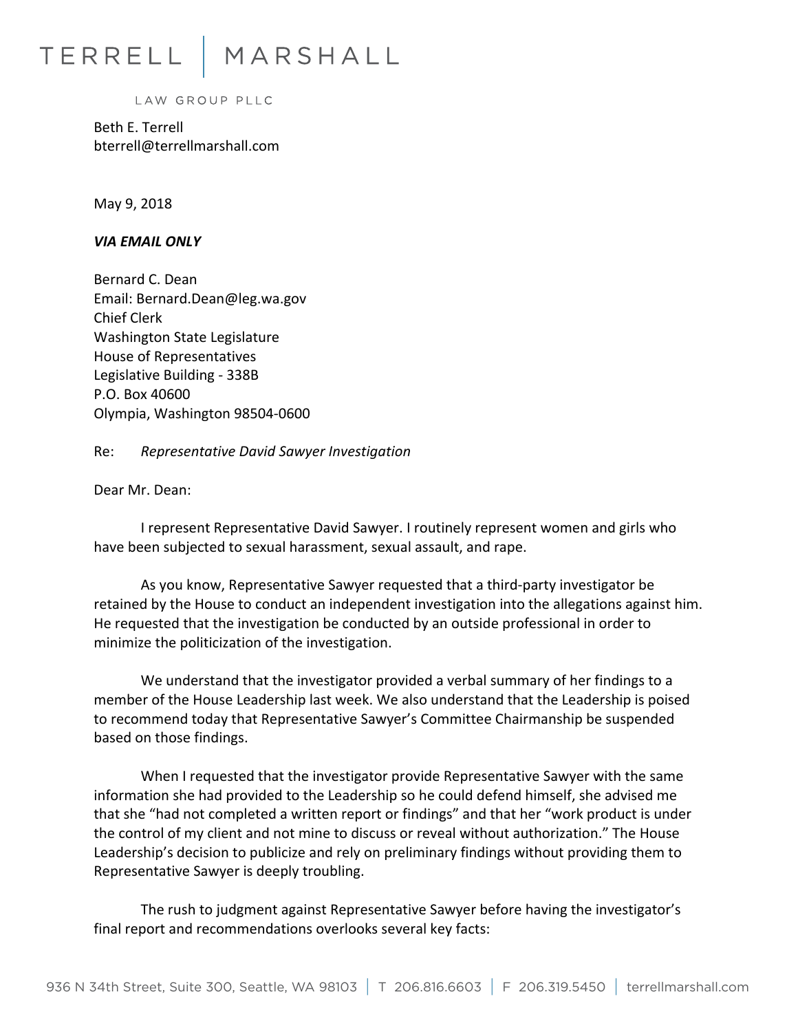TERRELL | MARSHALL

LAW GROUP PLLC

Beth E. Terrell
bterrell@terrellmarshall.com

May 9, 2018

***VIA EMAIL ONLY***

Bernard C. Dean
Email: Bernard.Dean@leg.wa.gov
Chief Clerk
Washington State Legislature
House of Representatives
Legislative Building - 338B
P.O. Box 40600
Olympia, Washington 98504-0600

Re: *Representative David Sawyer Investigation*

Dear Mr. Dean:

I represent Representative David Sawyer. I routinely represent women and girls who have been subjected to sexual harassment, sexual assault, and rape.

As you know, Representative Sawyer requested that a third-party investigator be retained by the House to conduct an independent investigation into the allegations against him. He requested that the investigation be conducted by an outside professional in order to minimize the politicization of the investigation.

We understand that the investigator provided a verbal summary of her findings to a member of the House Leadership last week. We also understand that the Leadership is poised to recommend today that Representative Sawyer's Committee Chairmanship be suspended based on those findings.

When I requested that the investigator provide Representative Sawyer with the same information she had provided to the Leadership so he could defend himself, she advised me that she "had not completed a written report or findings" and that her "work product is under the control of my client and not mine to discuss or reveal without authorization." The House Leadership's decision to publicize and rely on preliminary findings without providing them to Representative Sawyer is deeply troubling.

The rush to judgment against Representative Sawyer before having the investigator's final report and recommendations overlooks several key facts: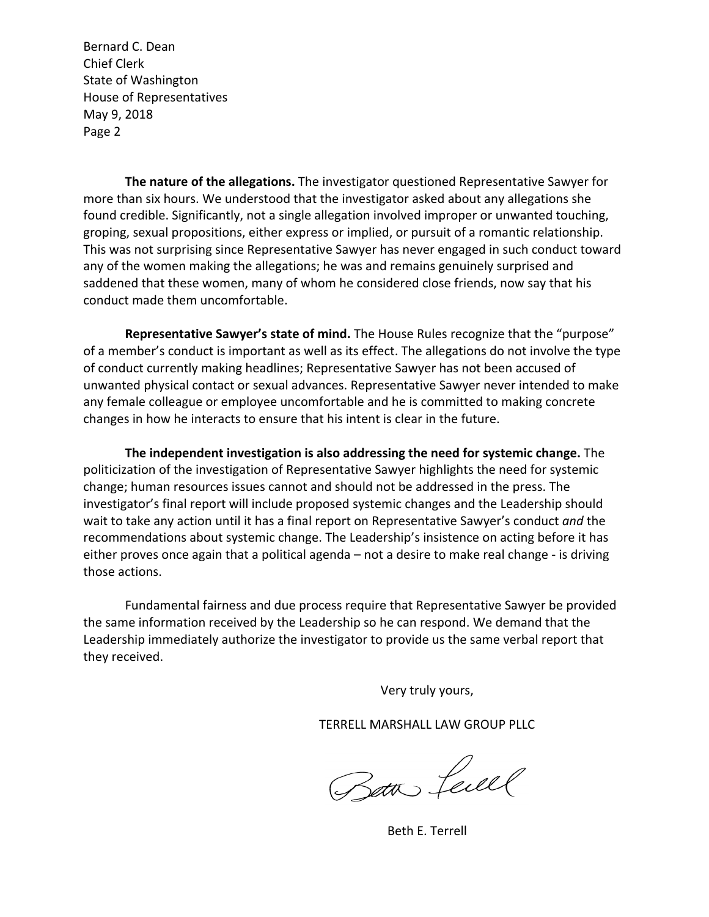Bernard C. Dean
Chief Clerk
State of Washington
House of Representatives
May 9, 2018
Page 2

**The nature of the allegations.** The investigator questioned Representative Sawyer for more than six hours. We understood that the investigator asked about any allegations she found credible. Significantly, not a single allegation involved improper or unwanted touching, groping, sexual propositions, either express or implied, or pursuit of a romantic relationship. This was not surprising since Representative Sawyer has never engaged in such conduct toward any of the women making the allegations; he was and remains genuinely surprised and saddened that these women, many of whom he considered close friends, now say that his conduct made them uncomfortable.

**Representative Sawyer's state of mind.** The House Rules recognize that the "purpose" of a member's conduct is important as well as its effect. The allegations do not involve the type of conduct currently making headlines; Representative Sawyer has not been accused of unwanted physical contact or sexual advances. Representative Sawyer never intended to make any female colleague or employee uncomfortable and he is committed to making concrete changes in how he interacts to ensure that his intent is clear in the future.

**The independent investigation is also addressing the need for systemic change.** The politicization of the investigation of Representative Sawyer highlights the need for systemic change; human resources issues cannot and should not be addressed in the press. The investigator's final report will include proposed systemic changes and the Leadership should wait to take any action until it has a final report on Representative Sawyer's conduct *and* the recommendations about systemic change. The Leadership's insistence on acting before it has either proves once again that a political agenda – not a desire to make real change - is driving those actions.

Fundamental fairness and due process require that Representative Sawyer be provided the same information received by the Leadership so he can respond. We demand that the Leadership immediately authorize the investigator to provide us the same verbal report that they received.

Very truly yours,

TERRELL MARSHALL LAW GROUP PLLC

Beth E. Terrell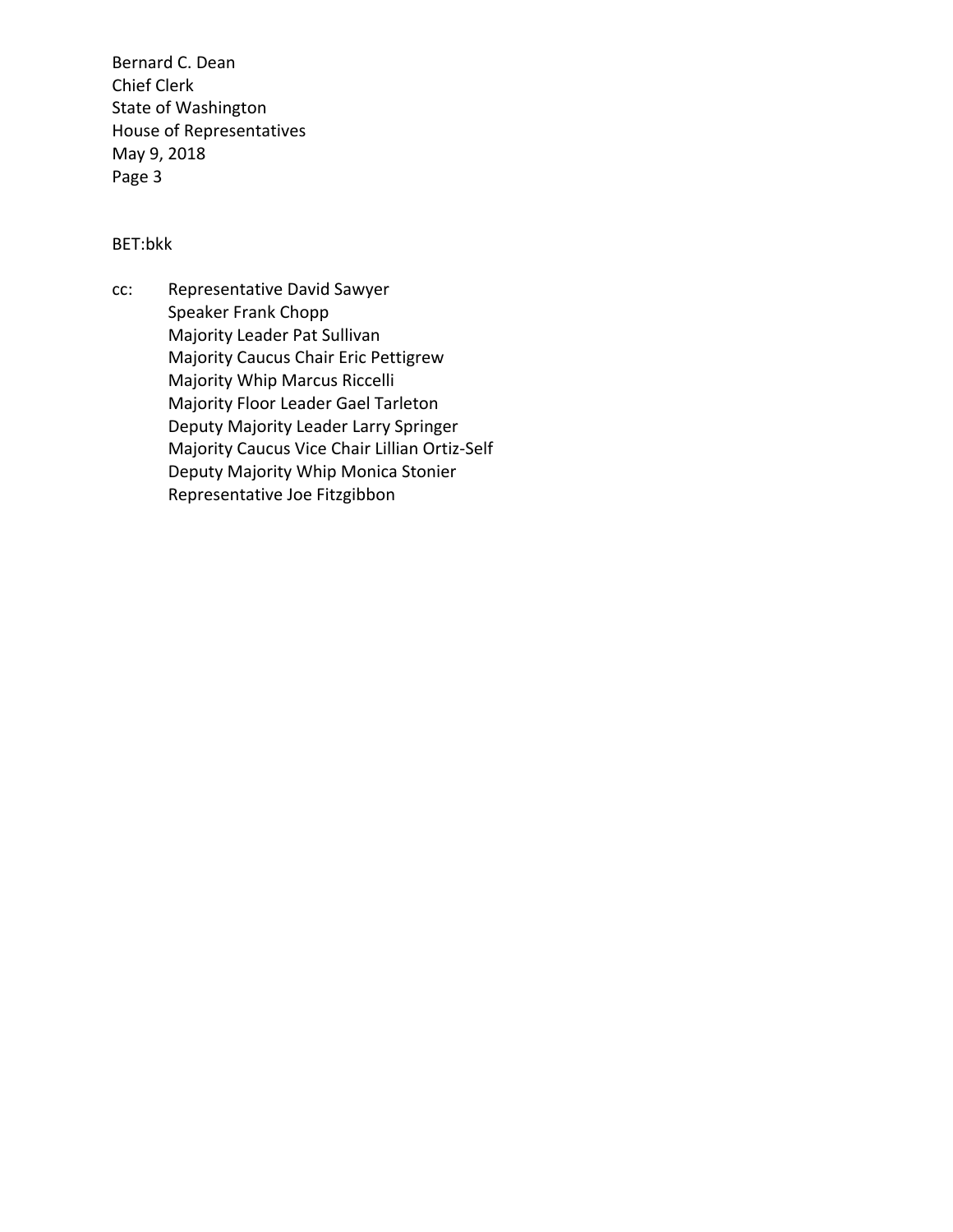Bernard C. Dean
Chief Clerk
State of Washington
House of Representatives
May 9, 2018
Page 3

BET:bkk

cc: Representative David Sawyer
Speaker Frank Chopp
Majority Leader Pat Sullivan
Majority Caucus Chair Eric Pettigrew
Majority Whip Marcus Riccelli
Majority Floor Leader Gael Tarleton
Deputy Majority Leader Larry Springer
Majority Caucus Vice Chair Lillian Ortiz-Self
Deputy Majority Whip Monica Stonier
Representative Joe Fitzgibbon